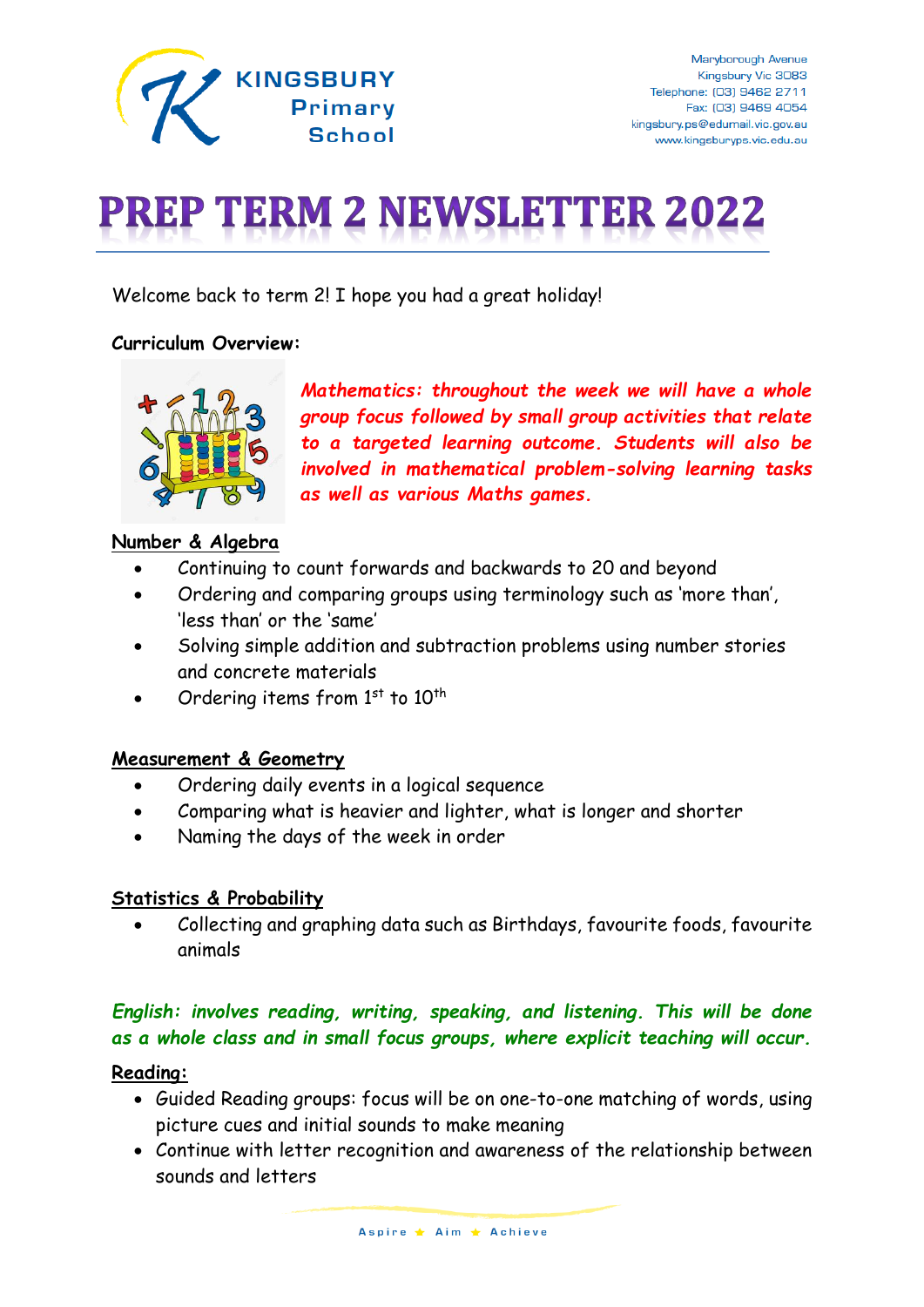KINGSBURY Primary School

Maryborough Avenue
Kingsbury Vic 3083
Telephone: (03) 9462 2711
Fax: (03) 9469 4054
kingsbury.ps@edumail.vic.gov.au
www.kingsburyps.vic.edu.au

# PREP TERM 2 NEWSLETTER 2022

Welcome back to term 2! I hope you had a great holiday!

**Curriculum Overview:**

***Mathematics: throughout the week we will have a whole group focus followed by small group activities that relate to a targeted learning outcome. Students will also be involved in mathematical problem-solving learning tasks as well as various Maths games.***

**Number & Algebra**

- Continuing to count forwards and backwards to 20 and beyond
- Ordering and comparing groups using terminology such as 'more than', 'less than' or the 'same'
- Solving simple addition and subtraction problems using number stories and concrete materials
- Ordering items from 1st to 10th

**Measurement & Geometry**

- Ordering daily events in a logical sequence
- Comparing what is heavier and lighter, what is longer and shorter
- Naming the days of the week in order

**Statistics & Probability**

- Collecting and graphing data such as Birthdays, favourite foods, favourite animals

***English: involves reading, writing, speaking, and listening. This will be done as a whole class and in small focus groups, where explicit teaching will occur.***

**Reading:**

- Guided Reading groups: focus will be on one-to-one matching of words, using picture cues and initial sounds to make meaning
- Continue with letter recognition and awareness of the relationship between sounds and letters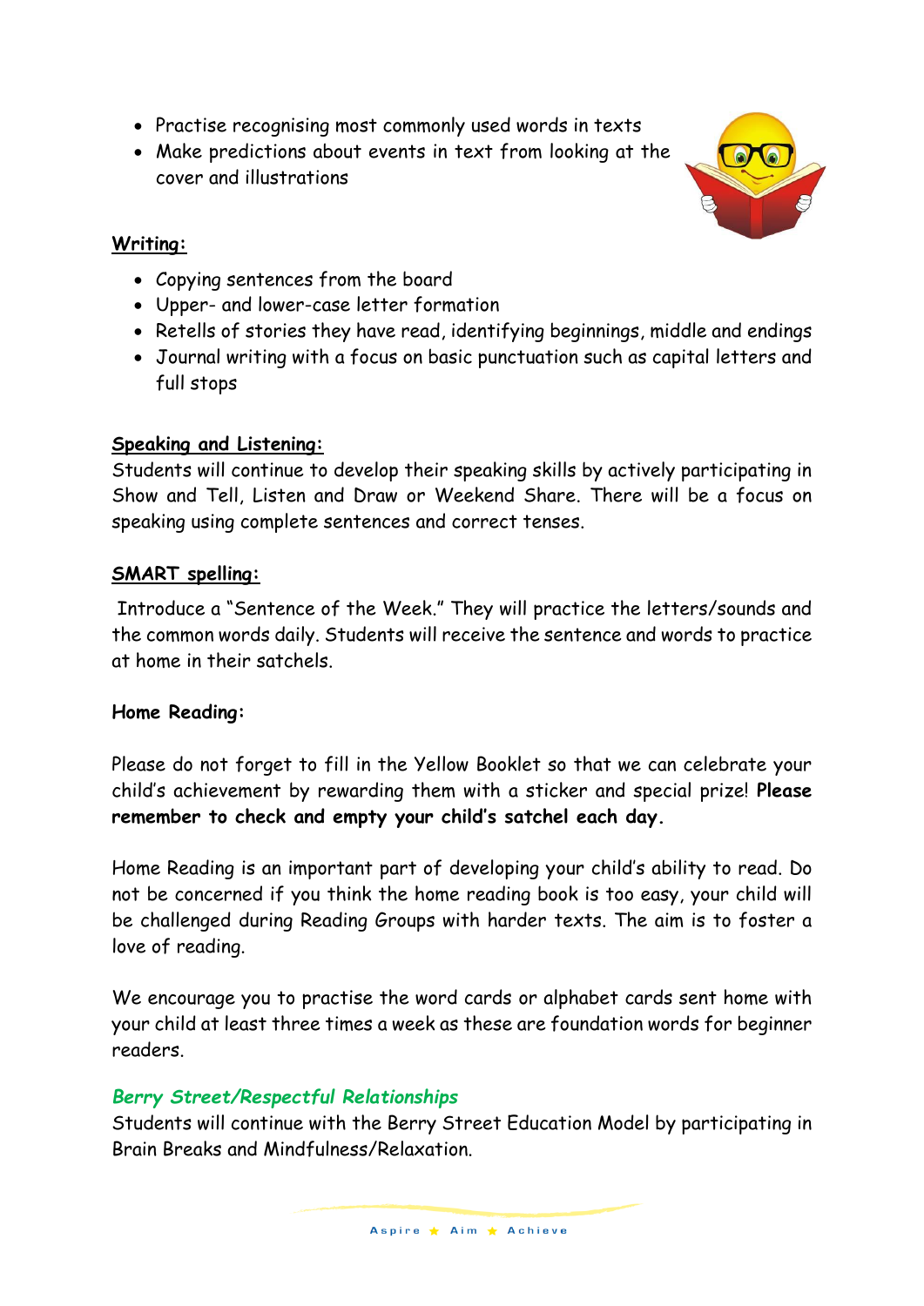- Practise recognising most commonly used words in texts
- Make predictions about events in text from looking at the cover and illustrations

**Writing:**

- Copying sentences from the board
- Upper- and lower-case letter formation
- Retells of stories they have read, identifying beginnings, middle and endings
- Journal writing with a focus on basic punctuation such as capital letters and full stops

**Speaking and Listening:**

Students will continue to develop their speaking skills by actively participating in Show and Tell, Listen and Draw or Weekend Share. There will be a focus on speaking using complete sentences and correct tenses.

**SMART spelling:**

Introduce a "Sentence of the Week." They will practice the letters/sounds and the common words daily. Students will receive the sentence and words to practice at home in their satchels.

**Home Reading:**

Please do not forget to fill in the Yellow Booklet so that we can celebrate your child's achievement by rewarding them with a sticker and special prize! **Please remember to check and empty your child's satchel each day.**

Home Reading is an important part of developing your child's ability to read. Do not be concerned if you think the home reading book is too easy, your child will be challenged during Reading Groups with harder texts. The aim is to foster a love of reading.

We encourage you to practise the word cards or alphabet cards sent home with your child at least three times a week as these are foundation words for beginner readers.

***Berry Street/Respectful Relationships***

Students will continue with the Berry Street Education Model by participating in Brain Breaks and Mindfulness/Relaxation.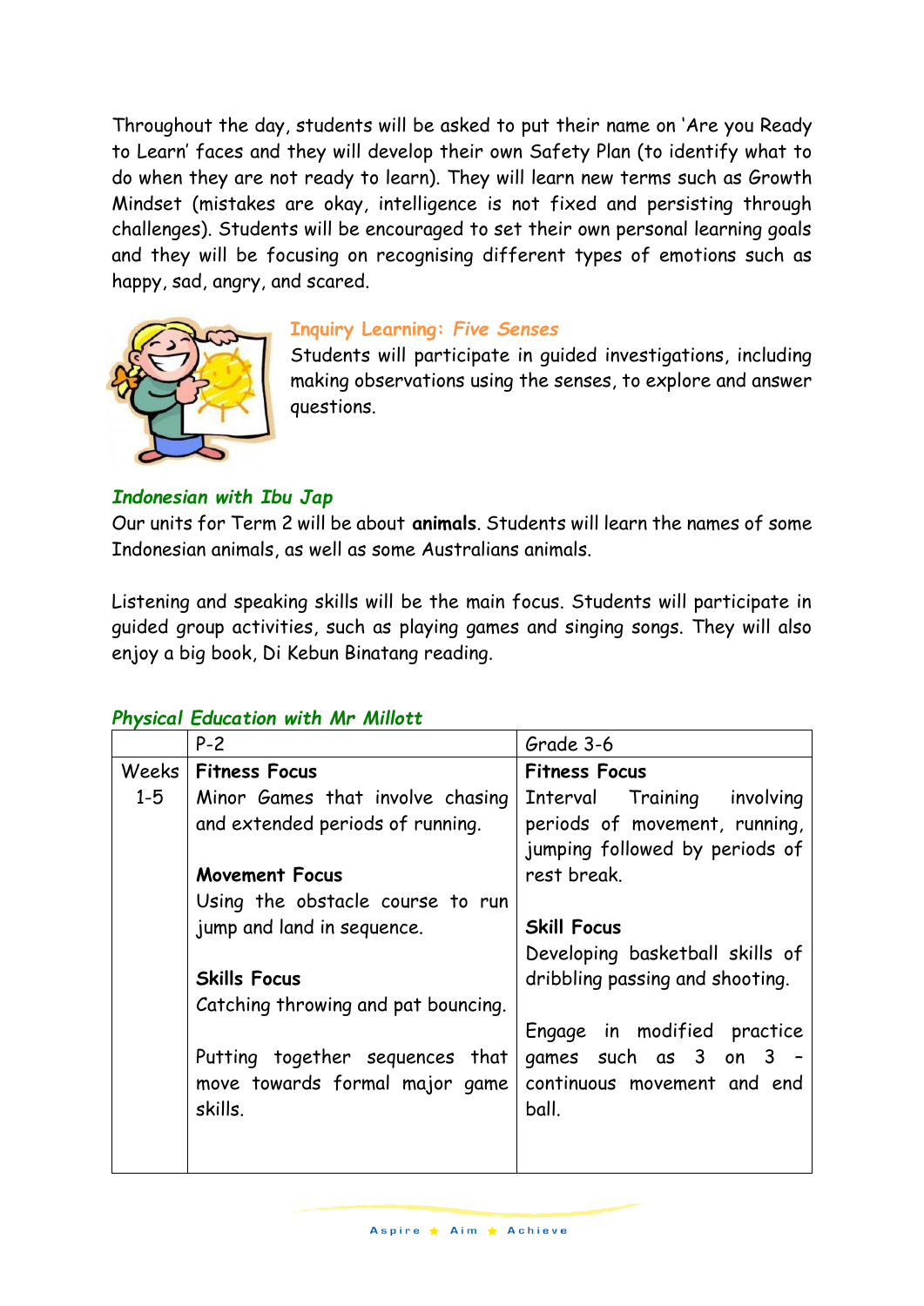Throughout the day, students will be asked to put their name on 'Are you Ready to Learn' faces and they will develop their own Safety Plan (to identify what to do when they are not ready to learn). They will learn new terms such as Growth Mindset (mistakes are okay, intelligence is not fixed and persisting through challenges). Students will be encouraged to set their own personal learning goals and they will be focusing on recognising different types of emotions such as happy, sad, angry, and scared.

### Inquiry Learning: *Five Senses*

Students will participate in guided investigations, including making observations using the senses, to explore and answer questions.

### *Indonesian with Ibu Jap*

Our units for Term 2 will be about **animals**. Students will learn the names of some Indonesian animals, as well as some Australians animals.

Listening and speaking skills will be the main focus. Students will participate in guided group activities, such as playing games and singing songs. They will also enjoy a big book, Di Kebun Binatang reading.

### *Physical Education with Mr Millott*

| | P-2 | Grade 3-6 |
|---|---|---|
| Weeks 1-5 | **Fitness Focus**<br>Minor Games that involve chasing and extended periods of running.<br><br>**Movement Focus**<br>Using the obstacle course to run jump and land in sequence.<br><br>**Skills Focus**<br>Catching throwing and pat bouncing.<br><br>Putting together sequences that move towards formal major game skills. | **Fitness Focus**<br>Interval Training involving periods of movement, running, jumping followed by periods of rest break.<br><br>**Skill Focus**<br>Developing basketball skills of dribbling passing and shooting.<br><br>Engage in modified practice games such as 3 on 3 - continuous movement and end ball. |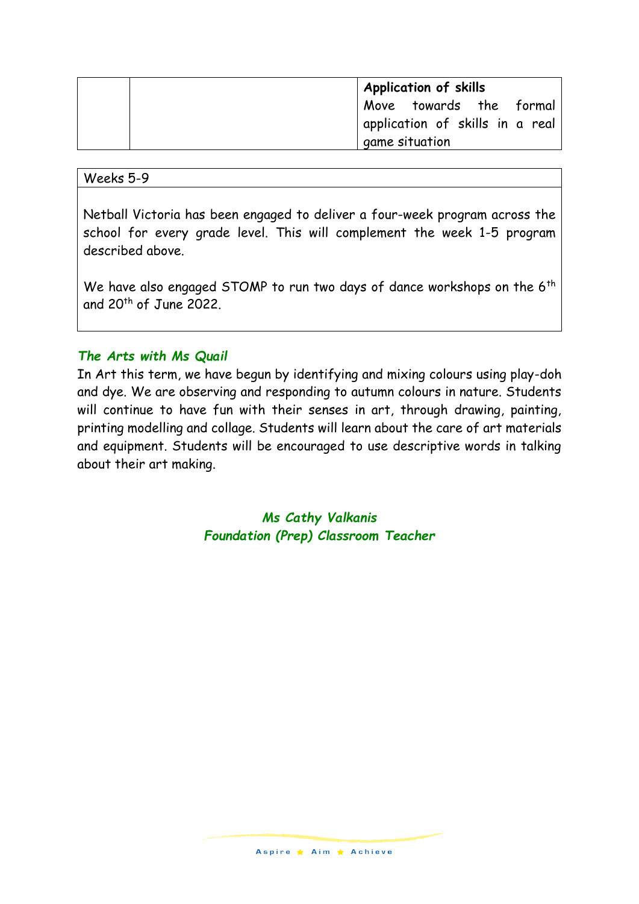| | | |
|---|---|---|
| | | **Application of skills**<br>Move towards the formal application of skills in a real game situation |

| Weeks 5-9 |
|---|
| Netball Victoria has been engaged to deliver a four-week program across the school for every grade level. This will complement the week 1-5 program described above.<br><br>We have also engaged STOMP to run two days of dance workshops on the 6th and 20th of June 2022. |

### *The Arts with Ms Quail*

In Art this term, we have begun by identifying and mixing colours using play-doh and dye. We are observing and responding to autumn colours in nature. Students will continue to have fun with their senses in art, through drawing, painting, printing modelling and collage. Students will learn about the care of art materials and equipment. Students will be encouraged to use descriptive words in talking about their art making.

***Ms Cathy Valkanis***
***Foundation (Prep) Classroom Teacher***